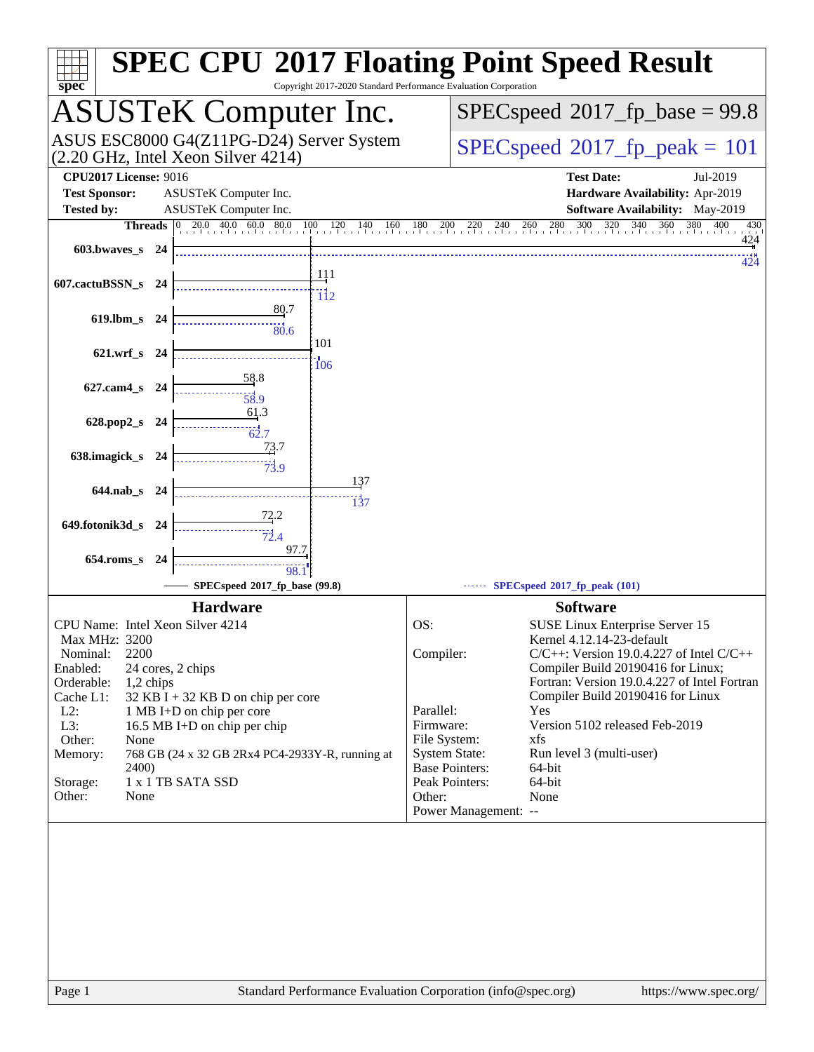# SPEC CPU 2017 Floating Point Speed Result

Copyright 2017-2020 Standard Performance Evaluation Corporation

## ASUSTeK Computer Inc.

ASUS ESC8000 G4(Z11PG-D24) Server System (2.20 GHz, Intel Xeon Silver 4214)

SPECspeed 2017_fp_base = 99.8

SPECspeed 2017_fp_peak = 101

**CPU2017 License:** 9016
**Test Sponsor:** ASUSTeK Computer Inc.
**Tested by:** ASUSTeK Computer Inc.

**Test Date:** Jul-2019
**Hardware Availability:** Apr-2019
**Software Availability:** May-2019

| Benchmark | Threads | SPECspeed 2017_fp_base (99.8) | SPECspeed 2017_fp_peak (101) |
|---|---|---|---|
| 603.bwaves_s | 24 | 424 | 424 |
| 607.cactuBSSN_s | 24 | 111 | 112 |
| 619.lbm_s | 24 | 80.7 | 80.6 |
| 621.wrf_s | 24 | 101 | 106 |
| 627.cam4_s | 24 | 58.8 | 58.9 |
| 628.pop2_s | 24 | 61.3 | 62.7 |
| 638.imagick_s | 24 | 73.7 | 73.9 |
| 644.nab_s | 24 | 137 | 137 |
| 649.fotonik3d_s | 24 | 72.2 | 72.4 |
| 654.roms_s | 24 | 97.7 | 98.1 |

### Hardware

CPU Name: Intel Xeon Silver 4214
Max MHz: 3200
Nominal: 2200
Enabled: 24 cores, 2 chips
Orderable: 1,2 chips
Cache L1: 32 KB I + 32 KB D on chip per core
L2: 1 MB I+D on chip per core
L3: 16.5 MB I+D on chip per chip
Other: None
Memory: 768 GB (24 x 32 GB 2Rx4 PC4-2933Y-R, running at 2400)
Storage: 1 x 1 TB SATA SSD
Other: None

### Software

OS: SUSE Linux Enterprise Server 15
Kernel 4.12.14-23-default
Compiler: C/C++: Version 19.0.4.227 of Intel C/C++ Compiler Build 20190416 for Linux;
Fortran: Version 19.0.4.227 of Intel Fortran Compiler Build 20190416 for Linux
Parallel: Yes
Firmware: Version 5102 released Feb-2019
File System: xfs
System State: Run level 3 (multi-user)
Base Pointers: 64-bit
Peak Pointers: 64-bit
Other: None
Power Management: --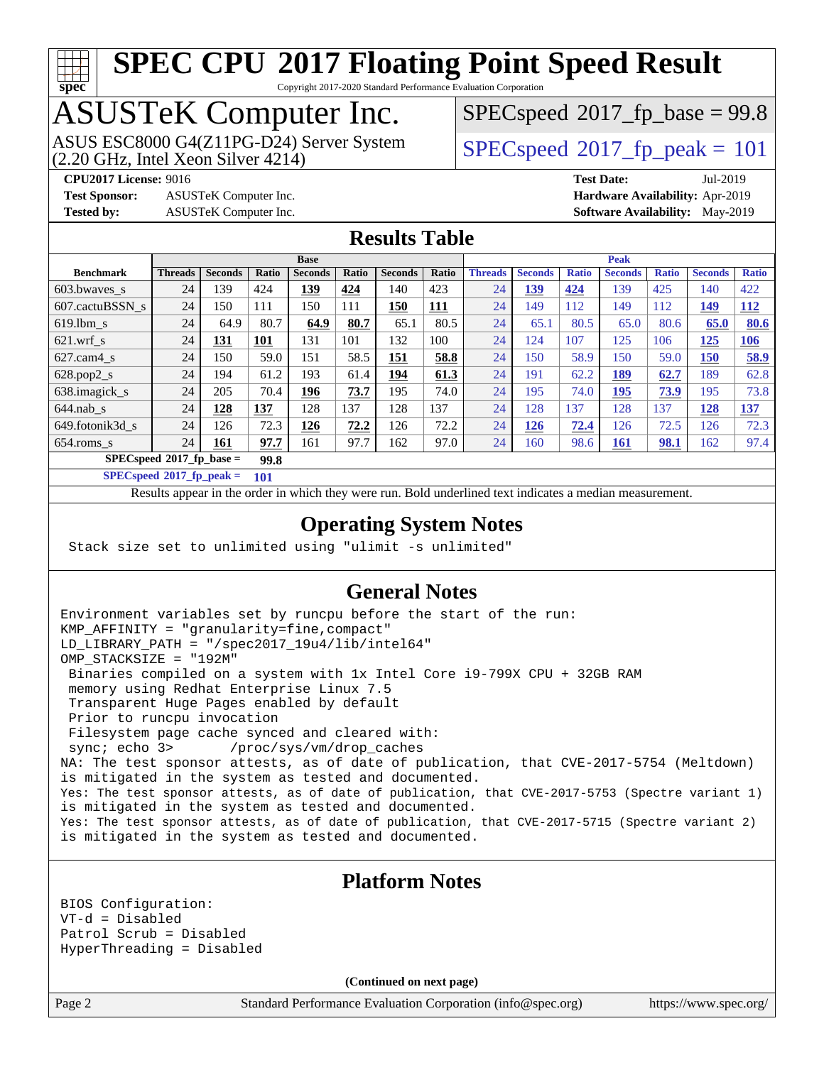# SPEC CPU 2017 Floating Point Speed Result

Copyright 2017-2020 Standard Performance Evaluation Corporation

# ASUSTeK Computer Inc.

ASUS ESC8000 G4(Z11PG-D24) Server System
(2.20 GHz, Intel Xeon Silver 4214)

SPECspeed 2017_fp_base = 99.8

SPECspeed 2017_fp_peak = 101

**CPU2017 License:** 9016
**Test Sponsor:** ASUSTeK Computer Inc.
**Tested by:** ASUSTeK Computer Inc.

**Test Date:** Jul-2019
**Hardware Availability:** Apr-2019
**Software Availability:** May-2019

## Results Table

| Benchmark | Base | | | | | | | Peak | | | | | | |
|---|---|---|---|---|---|---|---|---|---|---|---|---|---|---|
| | Threads | Seconds | Ratio | Seconds | Ratio | Seconds | Ratio | Threads | Seconds | Ratio | Seconds | Ratio | Seconds | Ratio |
| 603.bwaves_s | 24 | 139 | 424 | **139** | **424** | 140 | 423 | 24 | **139** | **424** | 139 | 425 | 140 | 422 |
| 607.cactuBSSN_s | 24 | 150 | 111 | 150 | 111 | **150** | **111** | 24 | 149 | 112 | 149 | 112 | **149** | **112** |
| 619.lbm_s | 24 | 64.9 | 80.7 | **64.9** | **80.7** | 65.1 | 80.5 | 24 | 65.1 | 80.5 | 65.0 | 80.6 | **65.0** | **80.6** |
| 621.wrf_s | 24 | **131** | **101** | 131 | 101 | 132 | 100 | 24 | 124 | 107 | 125 | 106 | **125** | **106** |
| 627.cam4_s | 24 | 150 | 59.0 | 151 | 58.5 | **151** | **58.8** | 24 | 150 | 58.9 | 150 | 59.0 | **150** | **58.9** |
| 628.pop2_s | 24 | 194 | 61.2 | 193 | 61.4 | **194** | **61.3** | 24 | 191 | 62.2 | **189** | **62.7** | 189 | 62.8 |
| 638.imagick_s | 24 | 205 | 70.4 | **196** | **73.7** | 195 | 74.0 | 24 | 195 | 74.0 | **195** | **73.9** | 195 | 73.8 |
| 644.nab_s | 24 | **128** | **137** | 128 | 137 | 128 | 137 | 24 | 128 | 137 | 128 | 137 | **128** | **137** |
| 649.fotonik3d_s | 24 | 126 | 72.3 | **126** | **72.2** | 126 | 72.2 | 24 | **126** | **72.4** | 126 | 72.5 | 126 | 72.3 |
| 654.roms_s | 24 | **161** | **97.7** | 161 | 97.7 | 162 | 97.0 | 24 | 160 | 98.6 | **161** | **98.1** | 162 | 97.4 |

**SPECspeed 2017_fp_base = 99.8**

**SPECspeed 2017_fp_peak = 101**

Results appear in the order in which they were run. Bold underlined text indicates a median measurement.

## Operating System Notes

```
Stack size set to unlimited using "ulimit -s unlimited"
```

## General Notes

```
Environment variables set by runcpu before the start of the run:
KMP_AFFINITY = "granularity=fine,compact"
LD_LIBRARY_PATH = "/spec2017_19u4/lib/intel64"
OMP_STACKSIZE = "192M"
 Binaries compiled on a system with 1x Intel Core i9-799X CPU + 32GB RAM
 memory using Redhat Enterprise Linux 7.5
 Transparent Huge Pages enabled by default
 Prior to runcpu invocation
 Filesystem page cache synced and cleared with:
 sync; echo 3>       /proc/sys/vm/drop_caches
NA: The test sponsor attests, as of date of publication, that CVE-2017-5754 (Meltdown)
is mitigated in the system as tested and documented.
Yes: The test sponsor attests, as of date of publication, that CVE-2017-5753 (Spectre variant 1)
is mitigated in the system as tested and documented.
Yes: The test sponsor attests, as of date of publication, that CVE-2017-5715 (Spectre variant 2)
is mitigated in the system as tested and documented.
```

## Platform Notes

```
BIOS Configuration:
VT-d = Disabled
Patrol Scrub = Disabled
HyperThreading = Disabled
```

(Continued on next page)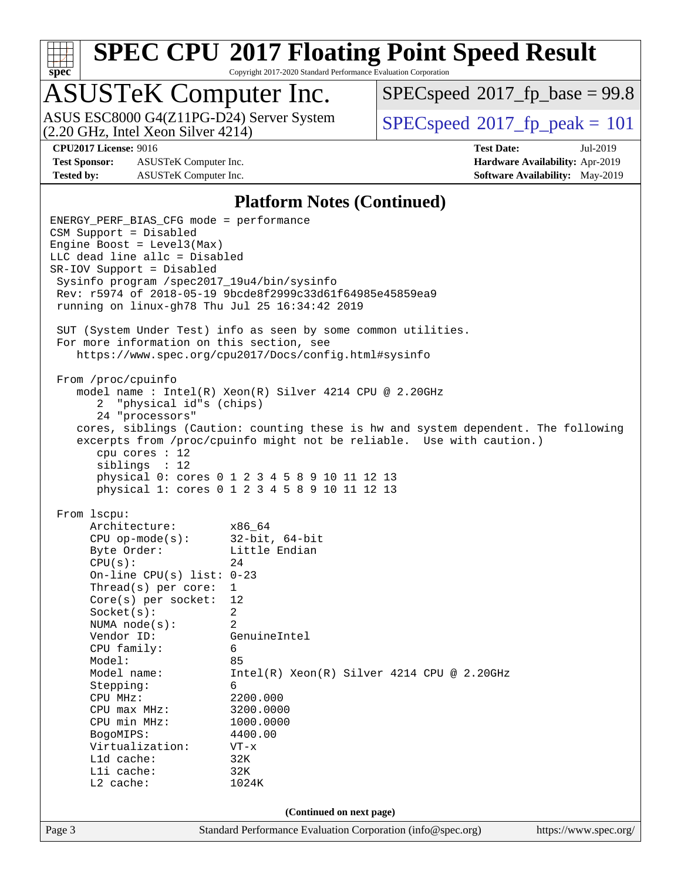# SPEC CPU 2017 Floating Point Speed Result

Copyright 2017-2020 Standard Performance Evaluation Corporation

## ASUSTeK Computer Inc.

ASUS ESC8000 G4(Z11PG-D24) Server System (2.20 GHz, Intel Xeon Silver 4214)

SPECspeed 2017_fp_base = 99.8

SPECspeed 2017_fp_peak = 101

**CPU2017 License:** 9016
**Test Sponsor:** ASUSTeK Computer Inc.
**Tested by:** ASUSTeK Computer Inc.

**Test Date:** Jul-2019
**Hardware Availability:** Apr-2019
**Software Availability:** May-2019

### Platform Notes (Continued)

```
ENERGY_PERF_BIAS_CFG mode = performance
CSM Support = Disabled
Engine Boost = Level3(Max)
LLC dead line allc = Disabled
SR-IOV Support = Disabled
 Sysinfo program /spec2017_19u4/bin/sysinfo
 Rev: r5974 of 2018-05-19 9bcde8f2999c33d61f64985e45859ea9
 running on linux-gh78 Thu Jul 25 16:34:42 2019

 SUT (System Under Test) info as seen by some common utilities.
 For more information on this section, see
    https://www.spec.org/cpu2017/Docs/config.html#sysinfo

 From /proc/cpuinfo
    model name : Intel(R) Xeon(R) Silver 4214 CPU @ 2.20GHz
       2  "physical id"s (chips)
       24 "processors"
    cores, siblings (Caution: counting these is hw and system dependent. The following
    excerpts from /proc/cpuinfo might not be reliable.  Use with caution.)
       cpu cores : 12
       siblings  : 12
       physical 0: cores 0 1 2 3 4 5 8 9 10 11 12 13
       physical 1: cores 0 1 2 3 4 5 8 9 10 11 12 13

 From lscpu:
      Architecture:        x86_64
      CPU op-mode(s):      32-bit, 64-bit
      Byte Order:          Little Endian
      CPU(s):              24
      On-line CPU(s) list: 0-23
      Thread(s) per core:  1
      Core(s) per socket:  12
      Socket(s):           2
      NUMA node(s):        2
      Vendor ID:           GenuineIntel
      CPU family:          6
      Model:               85
      Model name:          Intel(R) Xeon(R) Silver 4214 CPU @ 2.20GHz
      Stepping:            6
      CPU MHz:             2200.000
      CPU max MHz:         3200.0000
      CPU min MHz:         1000.0000
      BogoMIPS:            4400.00
      Virtualization:      VT-x
      L1d cache:           32K
      L1i cache:           32K
      L2 cache:            1024K
```

(Continued on next page)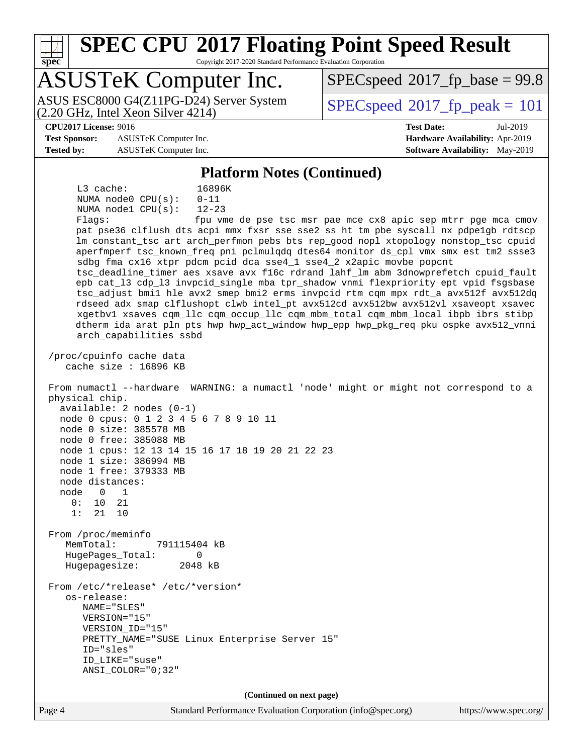## Platform Notes (Continued)

```
     L3 cache:              16896K
     NUMA node0 CPU(s):     0-11
     NUMA node1 CPU(s):     12-23
     Flags:                 fpu vme de pse tsc msr pae mce cx8 apic sep mtrr pge mca cmov
     pat pse36 clflush dts acpi mmx fxsr sse sse2 ss ht tm pbe syscall nx pdpe1gb rdtscp
     lm constant_tsc art arch_perfmon pebs bts rep_good nopl xtopology nonstop_tsc cpuid
     aperfmperf tsc_known_freq pni pclmulqdq dtes64 monitor ds_cpl vmx smx est tm2 ssse3
     sdbg fma cx16 xtpr pdcm pcid dca sse4_1 sse4_2 x2apic movbe popcnt
     tsc_deadline_timer aes xsave avx f16c rdrand lahf_lm abm 3dnowprefetch cpuid_fault
     epb cat_l3 cdp_l3 invpcid_single mba tpr_shadow vnmi flexpriority ept vpid fsgsbase
     tsc_adjust bmi1 hle avx2 smep bmi2 erms invpcid rtm cqm mpx rdt_a avx512f avx512dq
     rdseed adx smap clflushopt clwb intel_pt avx512cd avx512bw avx512vl xsaveopt xsavec
     xgetbv1 xsaves cqm_llc cqm_occup_llc cqm_mbm_total cqm_mbm_local ibpb ibrs stibp
     dtherm ida arat pln pts hwp hwp_act_window hwp_epp hwp_pkg_req pku ospke avx512_vnni
     arch_capabilities ssbd

 /proc/cpuinfo cache data
    cache size : 16896 KB

 From numactl --hardware  WARNING: a numactl 'node' might or might not correspond to a
 physical chip.
   available: 2 nodes (0-1)
   node 0 cpus: 0 1 2 3 4 5 6 7 8 9 10 11
   node 0 size: 385578 MB
   node 0 free: 385088 MB
   node 1 cpus: 12 13 14 15 16 17 18 19 20 21 22 23
   node 1 size: 386994 MB
   node 1 free: 379333 MB
   node distances:
   node   0   1
     0:  10  21
     1:  21  10

 From /proc/meminfo
    MemTotal:       791115404 kB
    HugePages_Total:       0
    Hugepagesize:       2048 kB

 From /etc/*release* /etc/*version*
    os-release:
       NAME="SLES"
       VERSION="15"
       VERSION_ID="15"
       PRETTY_NAME="SUSE Linux Enterprise Server 15"
       ID="sles"
       ID_LIKE="suse"
       ANSI_COLOR="0;32"
```

**(Continued on next page)**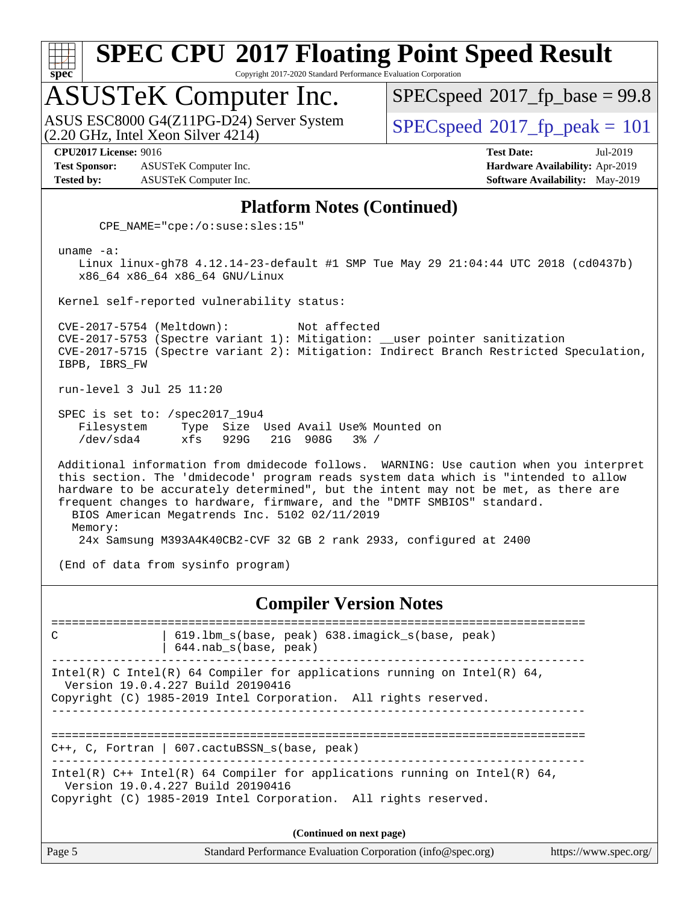## Platform Notes (Continued)

```
       CPE_NAME="cpe:/o:suse:sles:15"

 uname -a:
    Linux linux-gh78 4.12.14-23-default #1 SMP Tue May 29 21:04:44 UTC 2018 (cd0437b)
    x86_64 x86_64 x86_64 GNU/Linux

 Kernel self-reported vulnerability status:

 CVE-2017-5754 (Meltdown):          Not affected
 CVE-2017-5753 (Spectre variant 1): Mitigation: __user pointer sanitization
 CVE-2017-5715 (Spectre variant 2): Mitigation: Indirect Branch Restricted Speculation,
 IBPB, IBRS_FW

 run-level 3 Jul 25 11:20

 SPEC is set to: /spec2017_19u4
    Filesystem     Type  Size  Used Avail Use% Mounted on
    /dev/sda4      xfs   929G   21G  908G   3% /

 Additional information from dmidecode follows.  WARNING: Use caution when you interpret
 this section. The 'dmidecode' program reads system data which is "intended to allow
 hardware to be accurately determined", but the intent may not be met, as there are
 frequent changes to hardware, firmware, and the "DMTF SMBIOS" standard.
   BIOS American Megatrends Inc. 5102 02/11/2019
   Memory:
     24x Samsung M393A4K40CB2-CVF 32 GB 2 rank 2933, configured at 2400

 (End of data from sysinfo program)
```

## Compiler Version Notes

```
==============================================================================
C               | 619.lbm_s(base, peak) 638.imagick_s(base, peak)
                | 644.nab_s(base, peak)
------------------------------------------------------------------------------
Intel(R) C Intel(R) 64 Compiler for applications running on Intel(R) 64,
  Version 19.0.4.227 Build 20190416
Copyright (C) 1985-2019 Intel Corporation.  All rights reserved.
------------------------------------------------------------------------------

==============================================================================
C++, C, Fortran | 607.cactuBSSN_s(base, peak)
------------------------------------------------------------------------------
Intel(R) C++ Intel(R) 64 Compiler for applications running on Intel(R) 64,
  Version 19.0.4.227 Build 20190416
Copyright (C) 1985-2019 Intel Corporation.  All rights reserved.
```

**(Continued on next page)**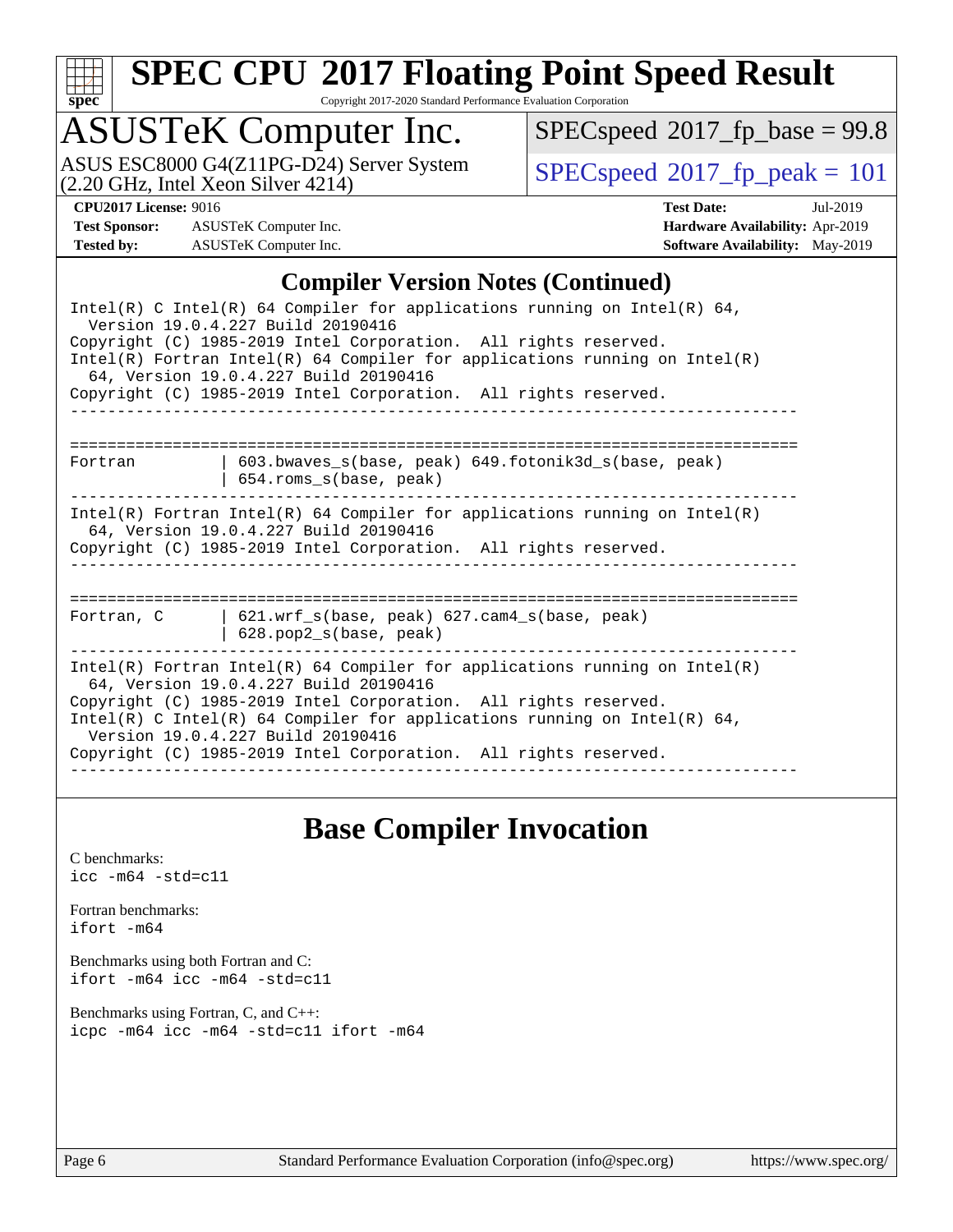# SPEC CPU 2017 Floating Point Speed Result

Copyright 2017-2020 Standard Performance Evaluation Corporation

## ASUSTeK Computer Inc.

ASUS ESC8000 G4(Z11PG-D24) Server System (2.20 GHz, Intel Xeon Silver 4214)

SPECspeed 2017_fp_base = 99.8

SPECspeed 2017_fp_peak = 101

**CPU2017 License:** 9016
**Test Sponsor:** ASUSTeK Computer Inc.
**Tested by:** ASUSTeK Computer Inc.

**Test Date:** Jul-2019
**Hardware Availability:** Apr-2019
**Software Availability:** May-2019

## Compiler Version Notes (Continued)

```
Intel(R) C Intel(R) 64 Compiler for applications running on Intel(R) 64,
  Version 19.0.4.227 Build 20190416
Copyright (C) 1985-2019 Intel Corporation.  All rights reserved.
Intel(R) Fortran Intel(R) 64 Compiler for applications running on Intel(R)
  64, Version 19.0.4.227 Build 20190416
Copyright (C) 1985-2019 Intel Corporation.  All rights reserved.
------------------------------------------------------------------------------

==============================================================================
Fortran         | 603.bwaves_s(base, peak) 649.fotonik3d_s(base, peak)
                | 654.roms_s(base, peak)
------------------------------------------------------------------------------
Intel(R) Fortran Intel(R) 64 Compiler for applications running on Intel(R)
  64, Version 19.0.4.227 Build 20190416
Copyright (C) 1985-2019 Intel Corporation.  All rights reserved.
------------------------------------------------------------------------------

==============================================================================
Fortran, C      | 621.wrf_s(base, peak) 627.cam4_s(base, peak)
                | 628.pop2_s(base, peak)
------------------------------------------------------------------------------
Intel(R) Fortran Intel(R) 64 Compiler for applications running on Intel(R)
  64, Version 19.0.4.227 Build 20190416
Copyright (C) 1985-2019 Intel Corporation.  All rights reserved.
Intel(R) C Intel(R) 64 Compiler for applications running on Intel(R) 64,
  Version 19.0.4.227 Build 20190416
Copyright (C) 1985-2019 Intel Corporation.  All rights reserved.
------------------------------------------------------------------------------
```

## Base Compiler Invocation

C benchmarks:
`icc -m64 -std=c11`

Fortran benchmarks:
`ifort -m64`

Benchmarks using both Fortran and C:
`ifort -m64 icc -m64 -std=c11`

Benchmarks using Fortran, C, and C++:
`icpc -m64 icc -m64 -std=c11 ifort -m64`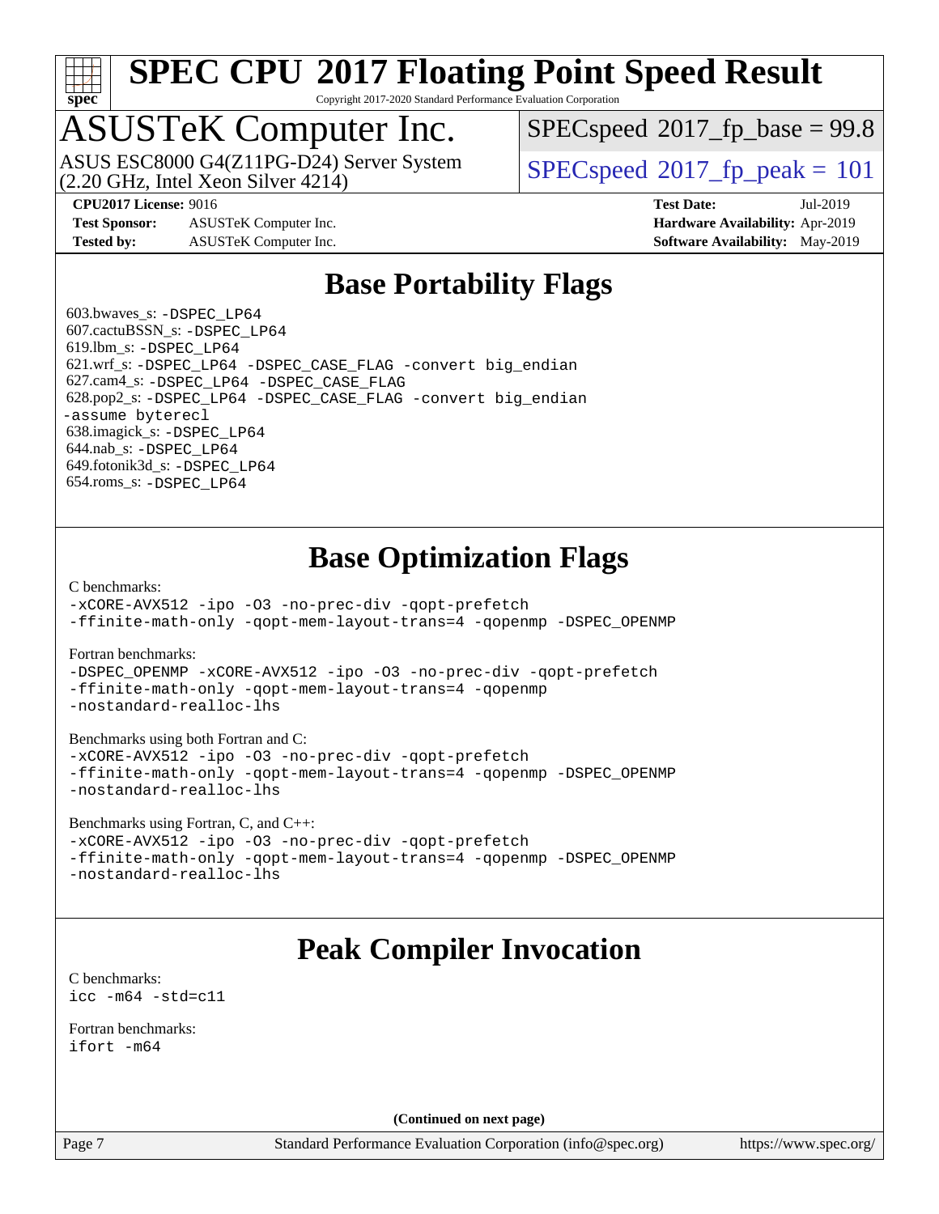# SPEC CPU 2017 Floating Point Speed Result

Copyright 2017-2020 Standard Performance Evaluation Corporation

# ASUSTeK Computer Inc.

ASUS ESC8000 G4(Z11PG-D24) Server System
(2.20 GHz, Intel Xeon Silver 4214)

SPECspeed 2017_fp_base = 99.8

SPECspeed 2017_fp_peak = 101

**CPU2017 License:** 9016
**Test Sponsor:** ASUSTeK Computer Inc.
**Tested by:** ASUSTeK Computer Inc.

**Test Date:** Jul-2019
**Hardware Availability:** Apr-2019
**Software Availability:** May-2019

## Base Portability Flags

603.bwaves_s: `-DSPEC_LP64`
607.cactuBSSN_s: `-DSPEC_LP64`
619.lbm_s: `-DSPEC_LP64`
621.wrf_s: `-DSPEC_LP64 -DSPEC_CASE_FLAG -convert big_endian`
627.cam4_s: `-DSPEC_LP64 -DSPEC_CASE_FLAG`
628.pop2_s: `-DSPEC_LP64 -DSPEC_CASE_FLAG -convert big_endian -assume byterecl`
638.imagick_s: `-DSPEC_LP64`
644.nab_s: `-DSPEC_LP64`
649.fotonik3d_s: `-DSPEC_LP64`
654.roms_s: `-DSPEC_LP64`

## Base Optimization Flags

C benchmarks:
```
-xCORE-AVX512 -ipo -O3 -no-prec-div -qopt-prefetch
-ffinite-math-only -qopt-mem-layout-trans=4 -qopenmp -DSPEC_OPENMP
```

Fortran benchmarks:
```
-DSPEC_OPENMP -xCORE-AVX512 -ipo -O3 -no-prec-div -qopt-prefetch
-ffinite-math-only -qopt-mem-layout-trans=4 -qopenmp
-nostandard-realloc-lhs
```

Benchmarks using both Fortran and C:
```
-xCORE-AVX512 -ipo -O3 -no-prec-div -qopt-prefetch
-ffinite-math-only -qopt-mem-layout-trans=4 -qopenmp -DSPEC_OPENMP
-nostandard-realloc-lhs
```

Benchmarks using Fortran, C, and C++:
```
-xCORE-AVX512 -ipo -O3 -no-prec-div -qopt-prefetch
-ffinite-math-only -qopt-mem-layout-trans=4 -qopenmp -DSPEC_OPENMP
-nostandard-realloc-lhs
```

## Peak Compiler Invocation

C benchmarks:
```
icc -m64 -std=c11
```

Fortran benchmarks:
```
ifort -m64
```

**(Continued on next page)**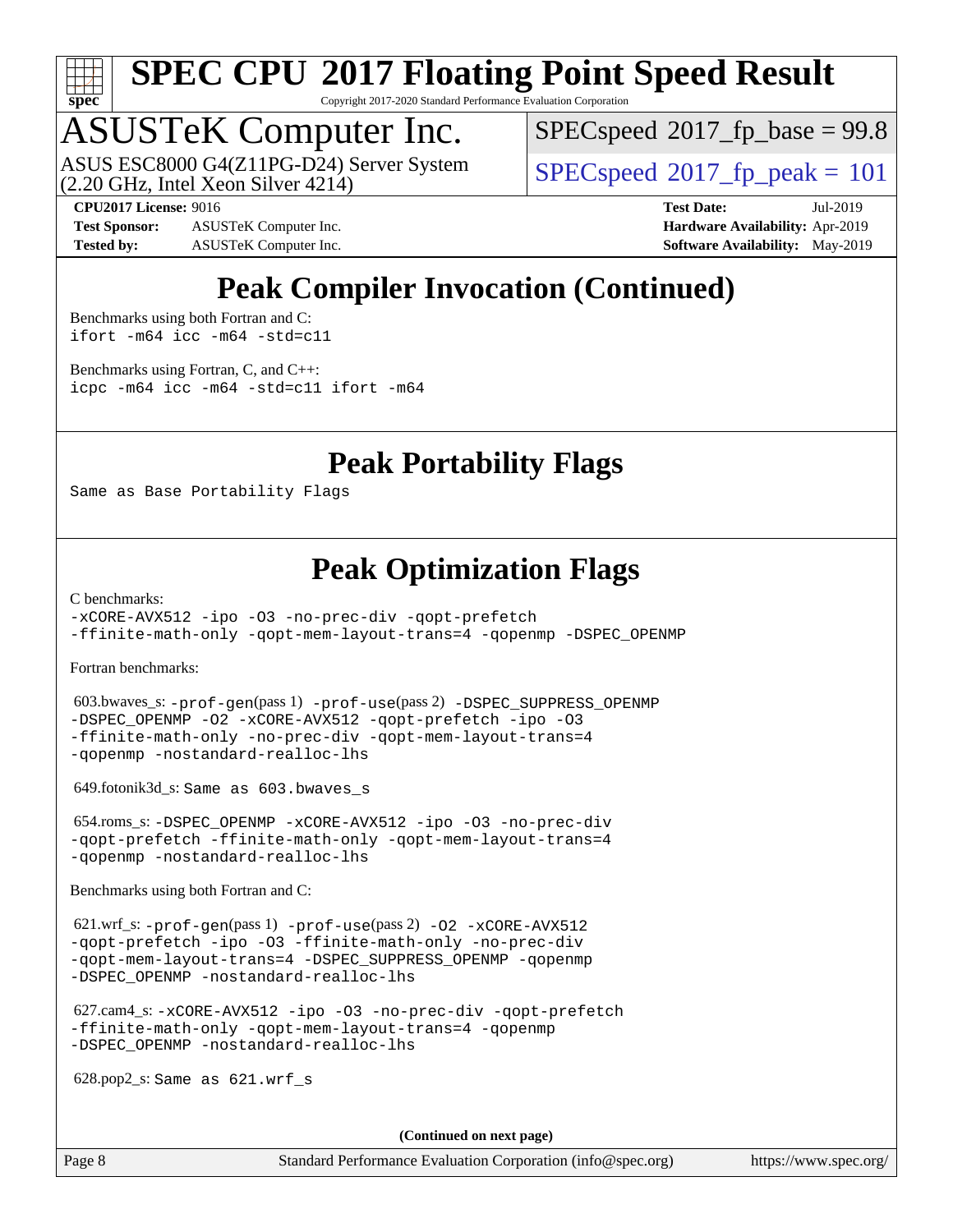# Peak Compiler Invocation (Continued)

Benchmarks using both Fortran and C:
```
ifort -m64 icc -m64 -std=c11
```

Benchmarks using Fortran, C, and C++:
```
icpc -m64 icc -m64 -std=c11 ifort -m64
```

# Peak Portability Flags

```
Same as Base Portability Flags
```

# Peak Optimization Flags

C benchmarks:
```
-xCORE-AVX512 -ipo -O3 -no-prec-div -qopt-prefetch
-ffinite-math-only -qopt-mem-layout-trans=4 -qopenmp -DSPEC_OPENMP
```

Fortran benchmarks:

603.bwaves_s: `-prof-gen`(pass 1) `-prof-use`(pass 2) `-DSPEC_SUPPRESS_OPENMP -DSPEC_OPENMP -O2 -xCORE-AVX512 -qopt-prefetch -ipo -O3 -ffinite-math-only -no-prec-div -qopt-mem-layout-trans=4 -qopenmp -nostandard-realloc-lhs`

649.fotonik3d_s: `Same as 603.bwaves_s`

654.roms_s: `-DSPEC_OPENMP -xCORE-AVX512 -ipo -O3 -no-prec-div -qopt-prefetch -ffinite-math-only -qopt-mem-layout-trans=4 -qopenmp -nostandard-realloc-lhs`

Benchmarks using both Fortran and C:

621.wrf_s: `-prof-gen`(pass 1) `-prof-use`(pass 2) `-O2 -xCORE-AVX512 -qopt-prefetch -ipo -O3 -ffinite-math-only -no-prec-div -qopt-mem-layout-trans=4 -DSPEC_SUPPRESS_OPENMP -qopenmp -DSPEC_OPENMP -nostandard-realloc-lhs`

627.cam4_s: `-xCORE-AVX512 -ipo -O3 -no-prec-div -qopt-prefetch -ffinite-math-only -qopt-mem-layout-trans=4 -qopenmp -DSPEC_OPENMP -nostandard-realloc-lhs`

628.pop2_s: `Same as 621.wrf_s`

**(Continued on next page)**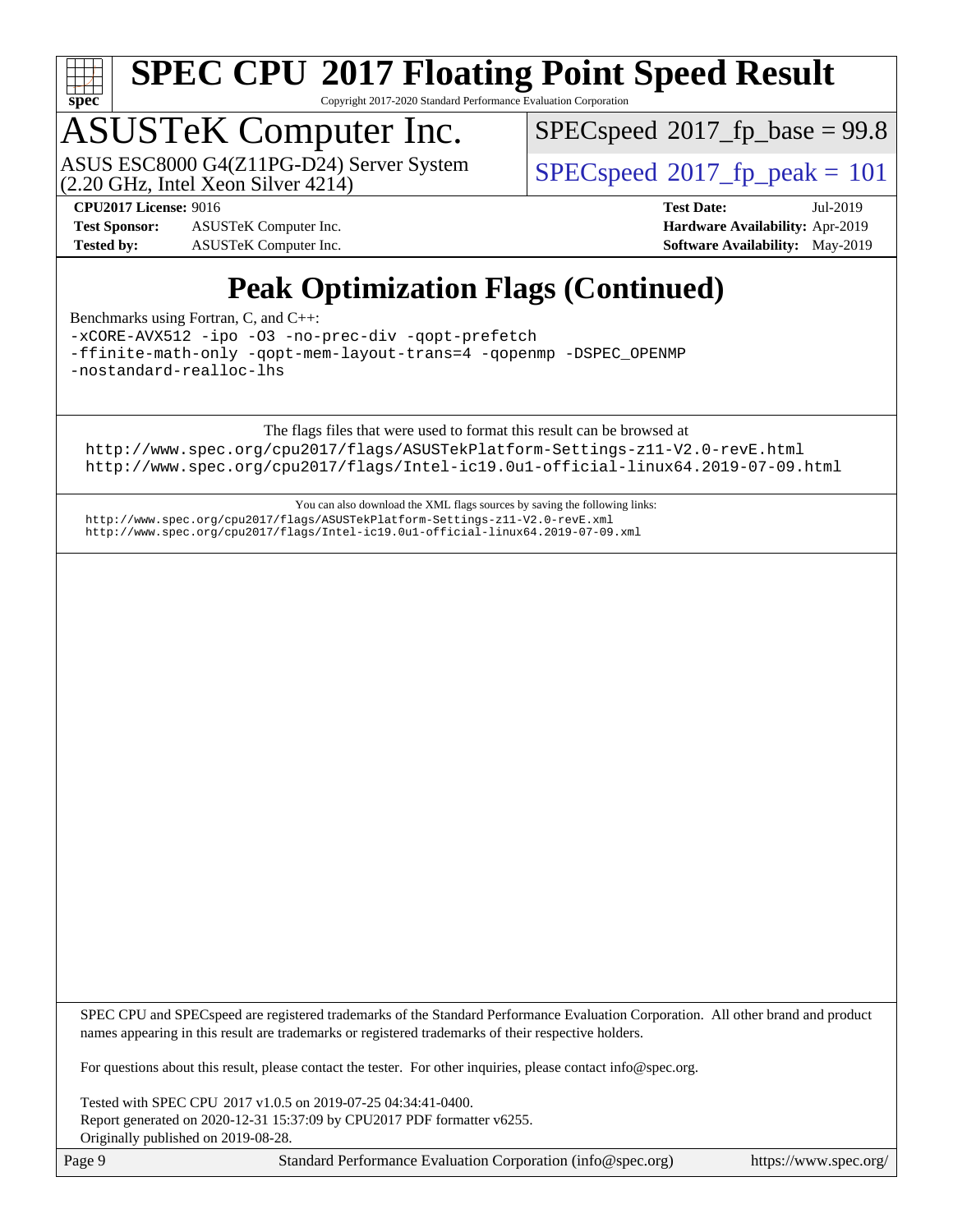# Peak Optimization Flags (Continued)

Benchmarks using Fortran, C, and C++:

```
-xCORE-AVX512 -ipo -O3 -no-prec-div -qopt-prefetch
-ffinite-math-only -qopt-mem-layout-trans=4 -qopenmp -DSPEC_OPENMP
-nostandard-realloc-lhs
```

The flags files that were used to format this result can be browsed at

http://www.spec.org/cpu2017/flags/ASUSTekPlatform-Settings-z11-V2.0-revE.html
http://www.spec.org/cpu2017/flags/Intel-ic19.0u1-official-linux64.2019-07-09.html

You can also download the XML flags sources by saving the following links:

http://www.spec.org/cpu2017/flags/ASUSTekPlatform-Settings-z11-V2.0-revE.xml
http://www.spec.org/cpu2017/flags/Intel-ic19.0u1-official-linux64.2019-07-09.xml

SPEC CPU and SPECspeed are registered trademarks of the Standard Performance Evaluation Corporation. All other brand and product names appearing in this result are trademarks or registered trademarks of their respective holders.

For questions about this result, please contact the tester. For other inquiries, please contact info@spec.org.

Tested with SPEC CPU 2017 v1.0.5 on 2019-07-25 04:34:41-0400.
Report generated on 2020-12-31 15:37:09 by CPU2017 PDF formatter v6255.
Originally published on 2019-08-28.